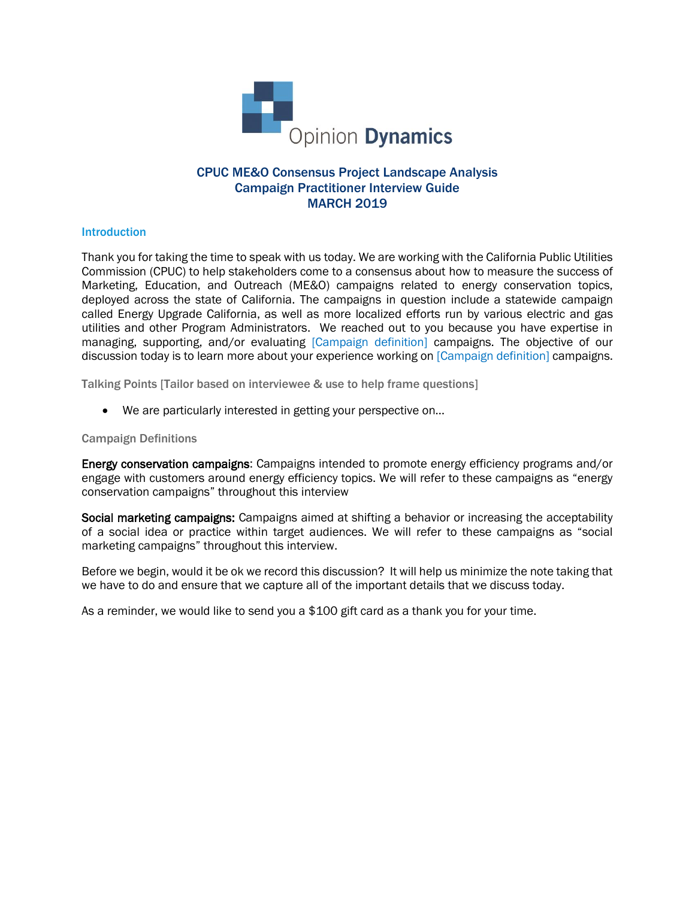Opinion **Dynamics**

# CPUC ME&O Consensus Project Landscape Analysis
# Campaign Practitioner Interview Guide
# MARCH 2019

## Introduction

Thank you for taking the time to speak with us today. We are working with the California Public Utilities Commission (CPUC) to help stakeholders come to a consensus about how to measure the success of Marketing, Education, and Outreach (ME&O) campaigns related to energy conservation topics, deployed across the state of California. The campaigns in question include a statewide campaign called Energy Upgrade California, as well as more localized efforts run by various electric and gas utilities and other Program Administrators. We reached out to you because you have expertise in managing, supporting, and/or evaluating [Campaign definition] campaigns. The objective of our discussion today is to learn more about your experience working on [Campaign definition] campaigns.

### Talking Points [Tailor based on interviewee & use to help frame questions]

- We are particularly interested in getting your perspective on...

### Campaign Definitions

**Energy conservation campaigns**: Campaigns intended to promote energy efficiency programs and/or engage with customers around energy efficiency topics. We will refer to these campaigns as "energy conservation campaigns" throughout this interview

**Social marketing campaigns:** Campaigns aimed at shifting a behavior or increasing the acceptability of a social idea or practice within target audiences. We will refer to these campaigns as "social marketing campaigns" throughout this interview.

Before we begin, would it be ok we record this discussion? It will help us minimize the note taking that we have to do and ensure that we capture all of the important details that we discuss today.

As a reminder, we would like to send you a $100 gift card as a thank you for your time.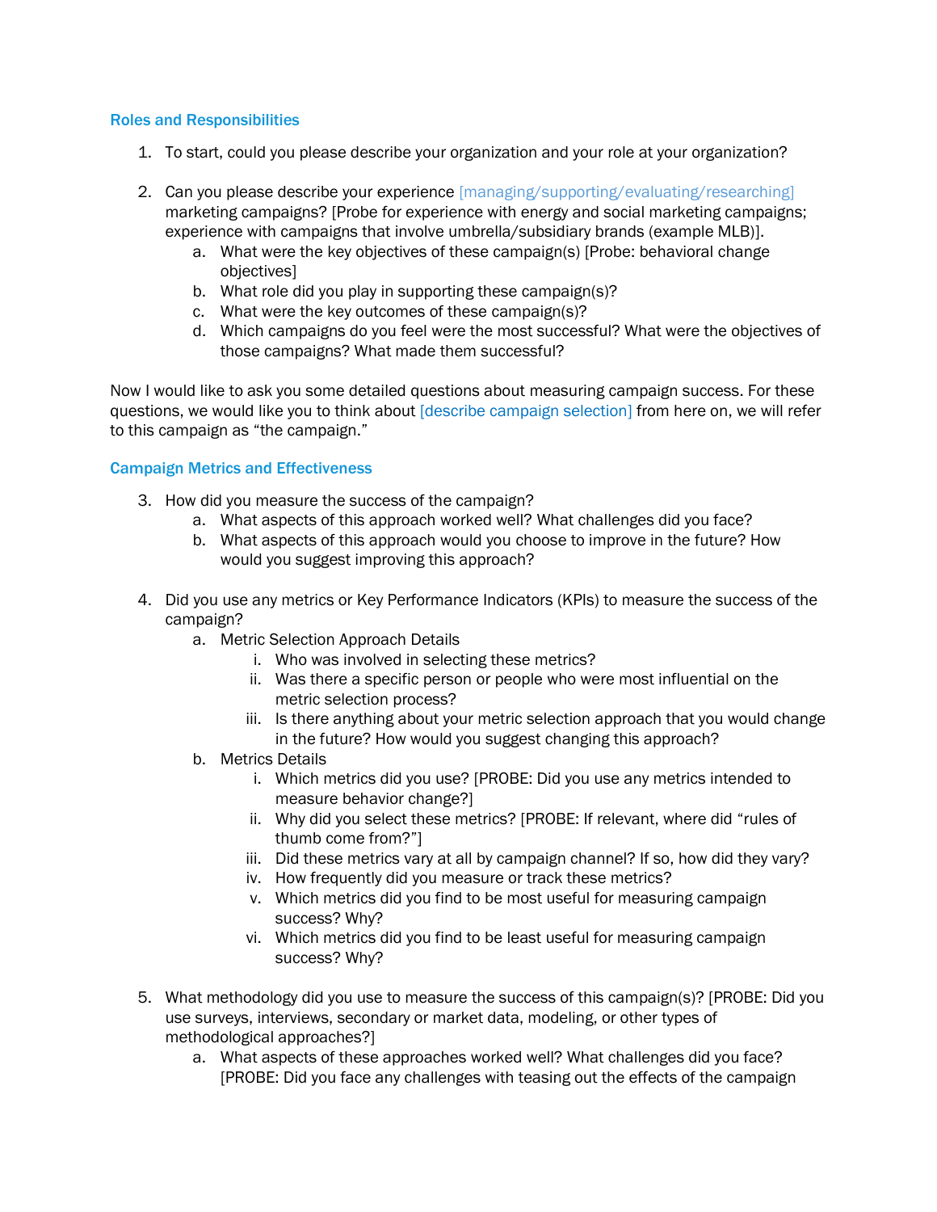### Roles and Responsibilities

1. To start, could you please describe your organization and your role at your organization?

2. Can you please describe your experience [managing/supporting/evaluating/researching] marketing campaigns? [Probe for experience with energy and social marketing campaigns; experience with campaigns that involve umbrella/subsidiary brands (example MLB)].
    a. What were the key objectives of these campaign(s) [Probe: behavioral change objectives]
    b. What role did you play in supporting these campaign(s)?
    c. What were the key outcomes of these campaign(s)?
    d. Which campaigns do you feel were the most successful? What were the objectives of those campaigns? What made them successful?

Now I would like to ask you some detailed questions about measuring campaign success. For these questions, we would like you to think about [describe campaign selection] from here on, we will refer to this campaign as "the campaign."

### Campaign Metrics and Effectiveness

3. How did you measure the success of the campaign?
    a. What aspects of this approach worked well? What challenges did you face?
    b. What aspects of this approach would you choose to improve in the future? How would you suggest improving this approach?

4. Did you use any metrics or Key Performance Indicators (KPIs) to measure the success of the campaign?
    a. Metric Selection Approach Details
        i. Who was involved in selecting these metrics?
        ii. Was there a specific person or people who were most influential on the metric selection process?
        iii. Is there anything about your metric selection approach that you would change in the future? How would you suggest changing this approach?
    b. Metrics Details
        i. Which metrics did you use? [PROBE: Did you use any metrics intended to measure behavior change?]
        ii. Why did you select these metrics? [PROBE: If relevant, where did "rules of thumb come from?"]
        iii. Did these metrics vary at all by campaign channel? If so, how did they vary?
        iv. How frequently did you measure or track these metrics?
        v. Which metrics did you find to be most useful for measuring campaign success? Why?
        vi. Which metrics did you find to be least useful for measuring campaign success? Why?

5. What methodology did you use to measure the success of this campaign(s)? [PROBE: Did you use surveys, interviews, secondary or market data, modeling, or other types of methodological approaches?]
    a. What aspects of these approaches worked well? What challenges did you face? [PROBE: Did you face any challenges with teasing out the effects of the campaign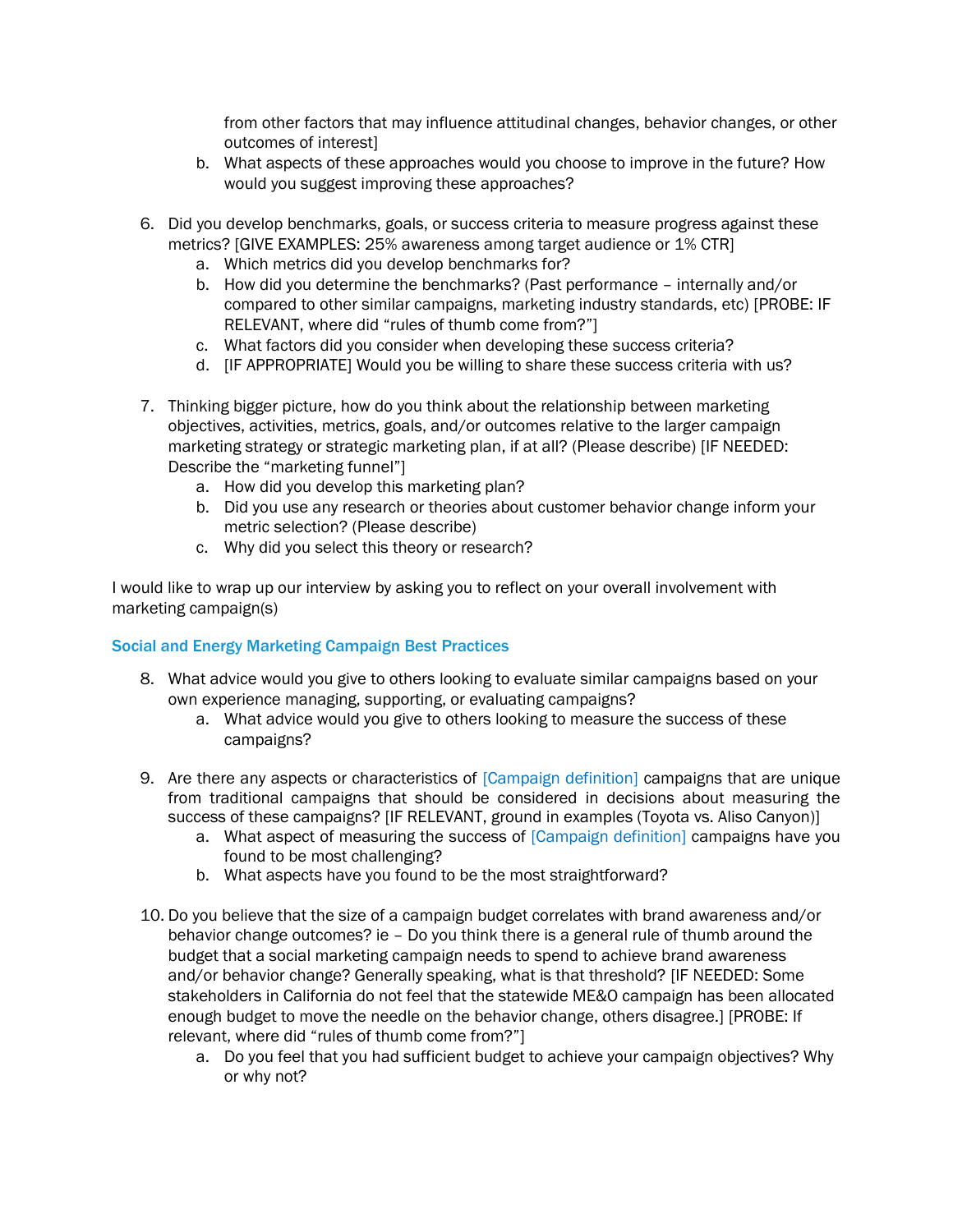from other factors that may influence attitudinal changes, behavior changes, or other outcomes of interest]

   b. What aspects of these approaches would you choose to improve in the future? How would you suggest improving these approaches?

6. Did you develop benchmarks, goals, or success criteria to measure progress against these metrics? [GIVE EXAMPLES: 25% awareness among target audience or 1% CTR]
   a. Which metrics did you develop benchmarks for?
   b. How did you determine the benchmarks? (Past performance – internally and/or compared to other similar campaigns, marketing industry standards, etc) [PROBE: IF RELEVANT, where did "rules of thumb come from?"]
   c. What factors did you consider when developing these success criteria?
   d. [IF APPROPRIATE] Would you be willing to share these success criteria with us?

7. Thinking bigger picture, how do you think about the relationship between marketing objectives, activities, metrics, goals, and/or outcomes relative to the larger campaign marketing strategy or strategic marketing plan, if at all? (Please describe) [IF NEEDED: Describe the "marketing funnel"]
   a. How did you develop this marketing plan?
   b. Did you use any research or theories about customer behavior change inform your metric selection? (Please describe)
   c. Why did you select this theory or research?

I would like to wrap up our interview by asking you to reflect on your overall involvement with marketing campaign(s)

### Social and Energy Marketing Campaign Best Practices

8. What advice would you give to others looking to evaluate similar campaigns based on your own experience managing, supporting, or evaluating campaigns?
   a. What advice would you give to others looking to measure the success of these campaigns?

9. Are there any aspects or characteristics of [Campaign definition] campaigns that are unique from traditional campaigns that should be considered in decisions about measuring the success of these campaigns? [IF RELEVANT, ground in examples (Toyota vs. Aliso Canyon)]
   a. What aspect of measuring the success of [Campaign definition] campaigns have you found to be most challenging?
   b. What aspects have you found to be the most straightforward?

10. Do you believe that the size of a campaign budget correlates with brand awareness and/or behavior change outcomes? ie – Do you think there is a general rule of thumb around the budget that a social marketing campaign needs to spend to achieve brand awareness and/or behavior change? Generally speaking, what is that threshold? [IF NEEDED: Some stakeholders in California do not feel that the statewide ME&O campaign has been allocated enough budget to move the needle on the behavior change, others disagree.] [PROBE: If relevant, where did "rules of thumb come from?"]
    a. Do you feel that you had sufficient budget to achieve your campaign objectives? Why or why not?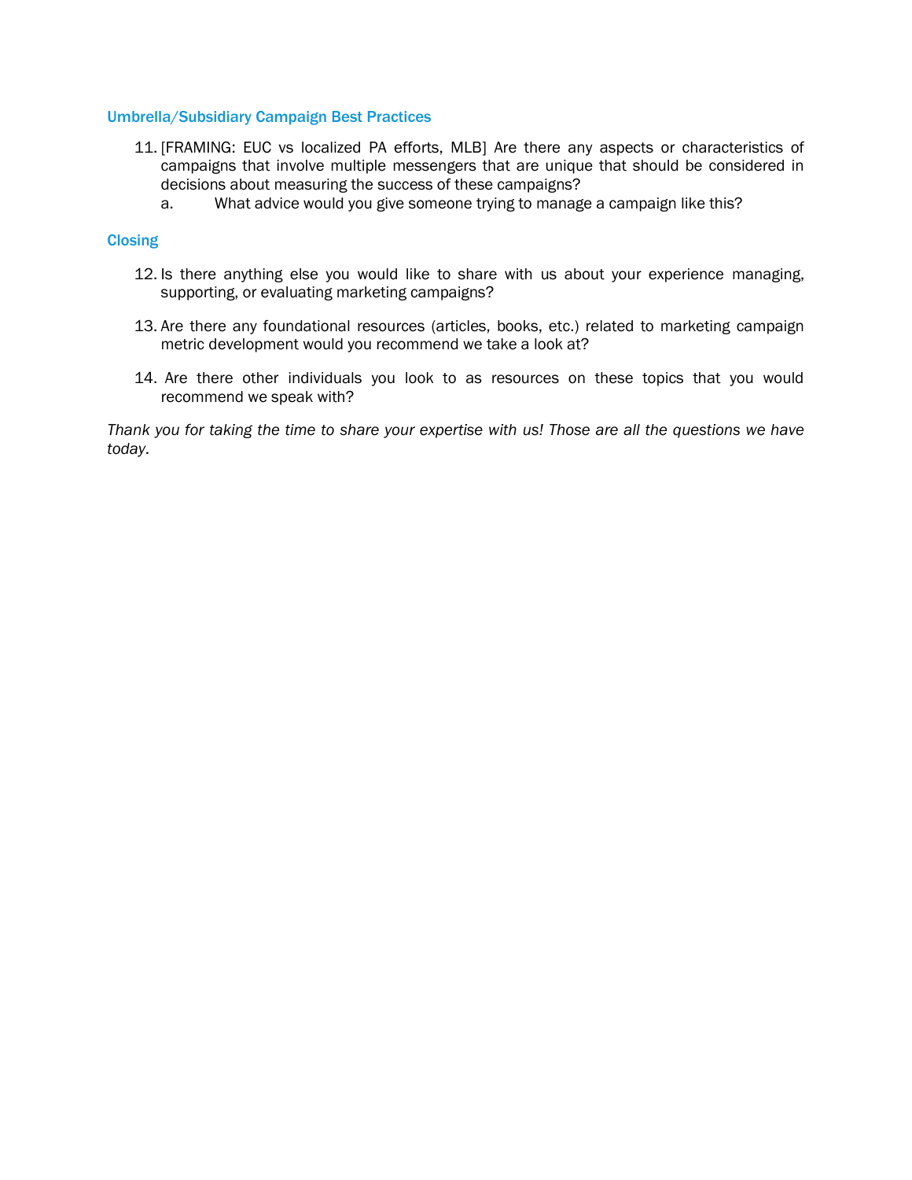### Umbrella/Subsidiary Campaign Best Practices

11. [FRAMING: EUC vs localized PA efforts, MLB] Are there any aspects or characteristics of campaigns that involve multiple messengers that are unique that should be considered in decisions about measuring the success of these campaigns?
    a. What advice would you give someone trying to manage a campaign like this?

### Closing

12. Is there anything else you would like to share with us about your experience managing, supporting, or evaluating marketing campaigns?

13. Are there any foundational resources (articles, books, etc.) related to marketing campaign metric development would you recommend we take a look at?

14. Are there other individuals you look to as resources on these topics that you would recommend we speak with?

*Thank you for taking the time to share your expertise with us! Those are all the questions we have today*.